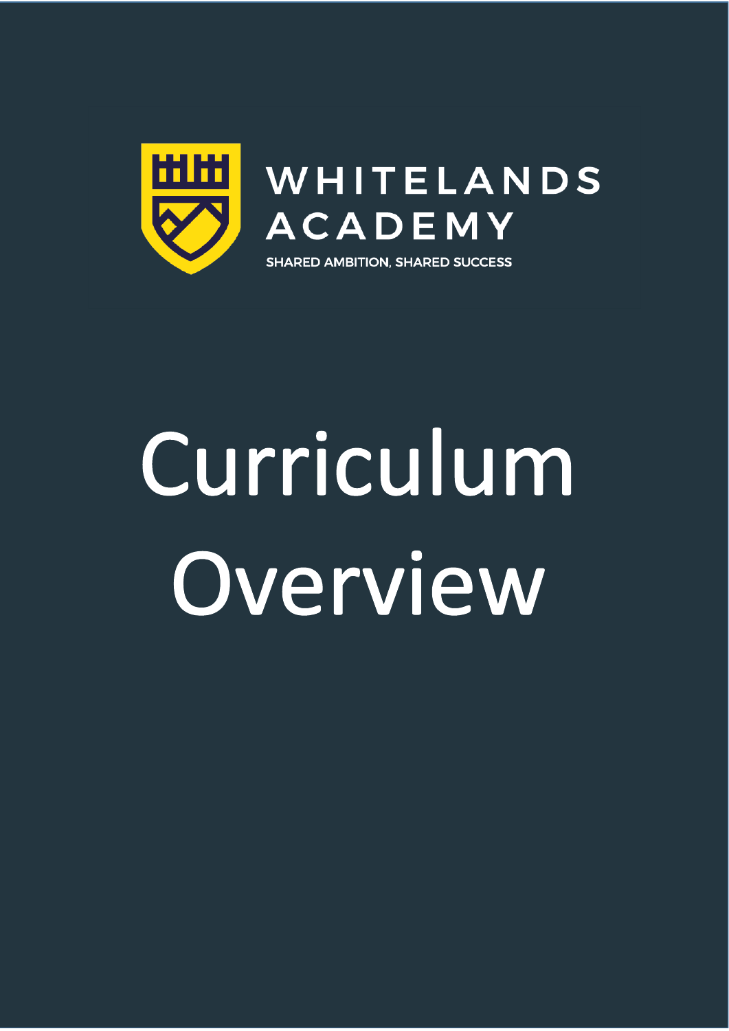WHITELANDS ACADEMY

SHARED AMBITION, SHARED SUCCESS

# Curriculum Overview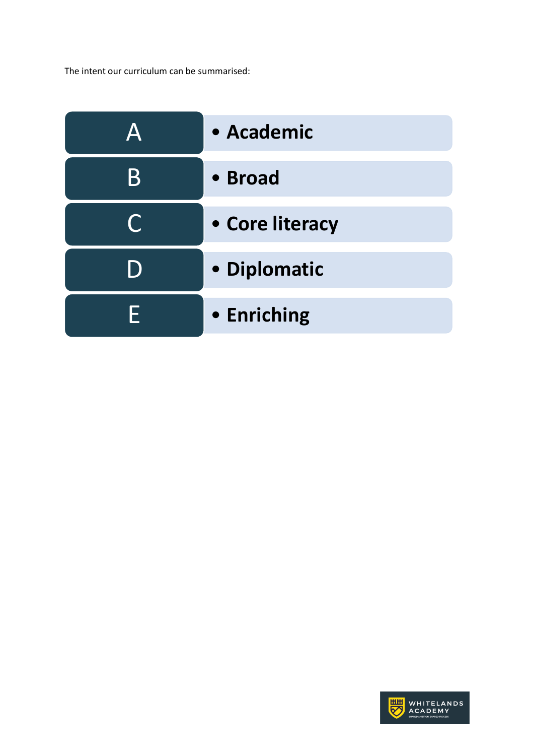The intent our curriculum can be summarised:

| | |
|---|---|
| A | • **Academic** |
| B | • **Broad** |
| C | • **Core literacy** |
| D | • **Diplomatic** |
| E | • **Enriching** |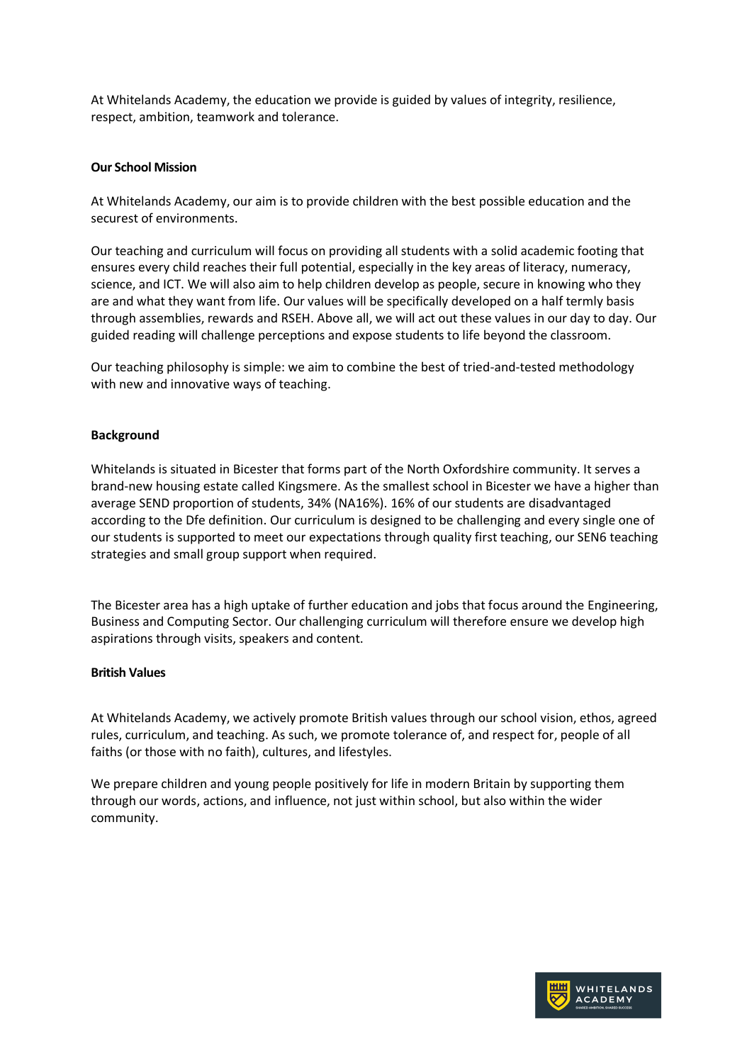At Whitelands Academy, the education we provide is guided by values of integrity, resilience, respect, ambition, teamwork and tolerance.

**Our School Mission**

At Whitelands Academy, our aim is to provide children with the best possible education and the securest of environments.

Our teaching and curriculum will focus on providing all students with a solid academic footing that ensures every child reaches their full potential, especially in the key areas of literacy, numeracy, science, and ICT. We will also aim to help children develop as people, secure in knowing who they are and what they want from life. Our values will be specifically developed on a half termly basis through assemblies, rewards and RSEH. Above all, we will act out these values in our day to day. Our guided reading will challenge perceptions and expose students to life beyond the classroom.

Our teaching philosophy is simple: we aim to combine the best of tried-and-tested methodology with new and innovative ways of teaching.

**Background**

Whitelands is situated in Bicester that forms part of the North Oxfordshire community. It serves a brand-new housing estate called Kingsmere. As the smallest school in Bicester we have a higher than average SEND proportion of students, 34% (NA16%). 16% of our students are disadvantaged according to the Dfe definition. Our curriculum is designed to be challenging and every single one of our students is supported to meet our expectations through quality first teaching, our SEN6 teaching strategies and small group support when required.

The Bicester area has a high uptake of further education and jobs that focus around the Engineering, Business and Computing Sector. Our challenging curriculum will therefore ensure we develop high aspirations through visits, speakers and content.

**British Values**

At Whitelands Academy, we actively promote British values through our school vision, ethos, agreed rules, curriculum, and teaching. As such, we promote tolerance of, and respect for, people of all faiths (or those with no faith), cultures, and lifestyles.

We prepare children and young people positively for life in modern Britain by supporting them through our words, actions, and influence, not just within school, but also within the wider community.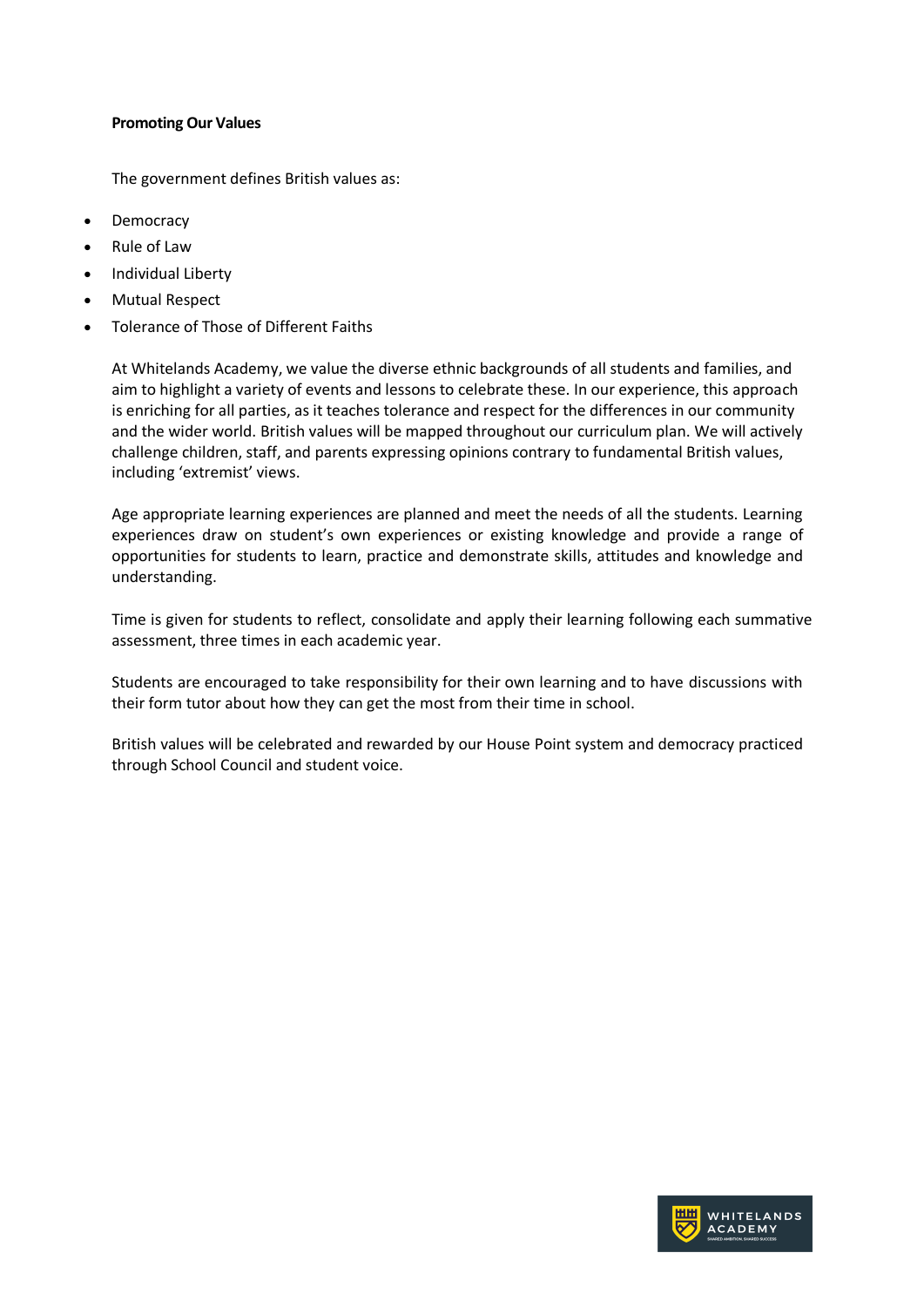**Promoting Our Values**

The government defines British values as:

- Democracy
- Rule of Law
- Individual Liberty
- Mutual Respect
- Tolerance of Those of Different Faiths

At Whitelands Academy, we value the diverse ethnic backgrounds of all students and families, and aim to highlight a variety of events and lessons to celebrate these. In our experience, this approach is enriching for all parties, as it teaches tolerance and respect for the differences in our community and the wider world. British values will be mapped throughout our curriculum plan. We will actively challenge children, staff, and parents expressing opinions contrary to fundamental British values, including 'extremist' views.

Age appropriate learning experiences are planned and meet the needs of all the students. Learning experiences draw on student's own experiences or existing knowledge and provide a range of opportunities for students to learn, practice and demonstrate skills, attitudes and knowledge and understanding.

Time is given for students to reflect, consolidate and apply their learning following each summative assessment, three times in each academic year.

Students are encouraged to take responsibility for their own learning and to have discussions with their form tutor about how they can get the most from their time in school.

British values will be celebrated and rewarded by our House Point system and democracy practiced through School Council and student voice.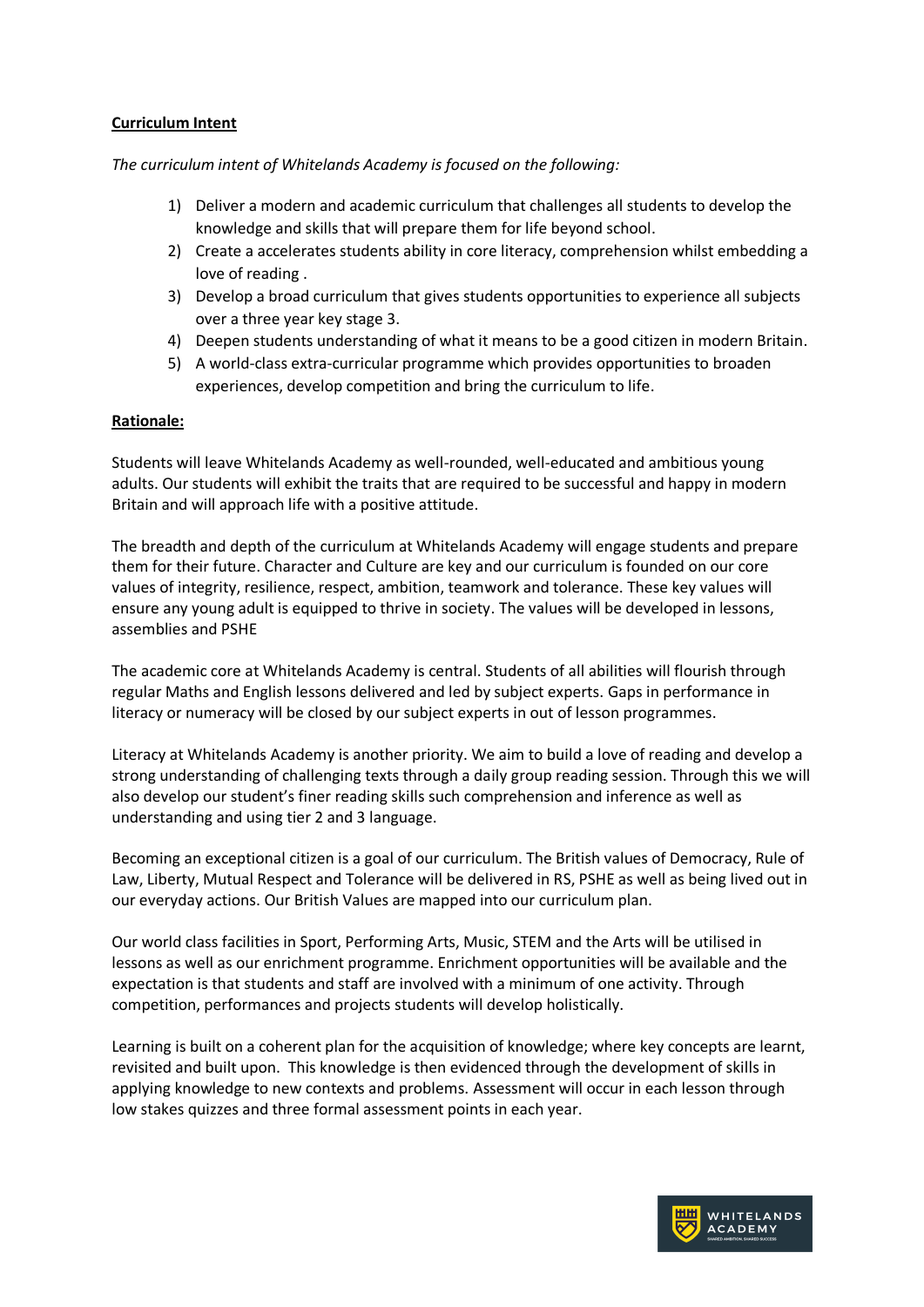**Curriculum Intent**

*The curriculum intent of Whitelands Academy is focused on the following:*

1) Deliver a modern and academic curriculum that challenges all students to develop the knowledge and skills that will prepare them for life beyond school.
2) Create a accelerates students ability in core literacy, comprehension whilst embedding a love of reading .
3) Develop a broad curriculum that gives students opportunities to experience all subjects over a three year key stage 3.
4) Deepen students understanding of what it means to be a good citizen in modern Britain.
5) A world-class extra-curricular programme which provides opportunities to broaden experiences, develop competition and bring the curriculum to life.

**Rationale:**

Students will leave Whitelands Academy as well-rounded, well-educated and ambitious young adults. Our students will exhibit the traits that are required to be successful and happy in modern Britain and will approach life with a positive attitude.

The breadth and depth of the curriculum at Whitelands Academy will engage students and prepare them for their future. Character and Culture are key and our curriculum is founded on our core values of integrity, resilience, respect, ambition, teamwork and tolerance. These key values will ensure any young adult is equipped to thrive in society. The values will be developed in lessons, assemblies and PSHE

The academic core at Whitelands Academy is central. Students of all abilities will flourish through regular Maths and English lessons delivered and led by subject experts. Gaps in performance in literacy or numeracy will be closed by our subject experts in out of lesson programmes.

Literacy at Whitelands Academy is another priority. We aim to build a love of reading and develop a strong understanding of challenging texts through a daily group reading session. Through this we will also develop our student's finer reading skills such comprehension and inference as well as understanding and using tier 2 and 3 language.

Becoming an exceptional citizen is a goal of our curriculum. The British values of Democracy, Rule of Law, Liberty, Mutual Respect and Tolerance will be delivered in RS, PSHE as well as being lived out in our everyday actions. Our British Values are mapped into our curriculum plan.

Our world class facilities in Sport, Performing Arts, Music, STEM and the Arts will be utilised in lessons as well as our enrichment programme. Enrichment opportunities will be available and the expectation is that students and staff are involved with a minimum of one activity. Through competition, performances and projects students will develop holistically.

Learning is built on a coherent plan for the acquisition of knowledge; where key concepts are learnt, revisited and built upon. This knowledge is then evidenced through the development of skills in applying knowledge to new contexts and problems. Assessment will occur in each lesson through low stakes quizzes and three formal assessment points in each year.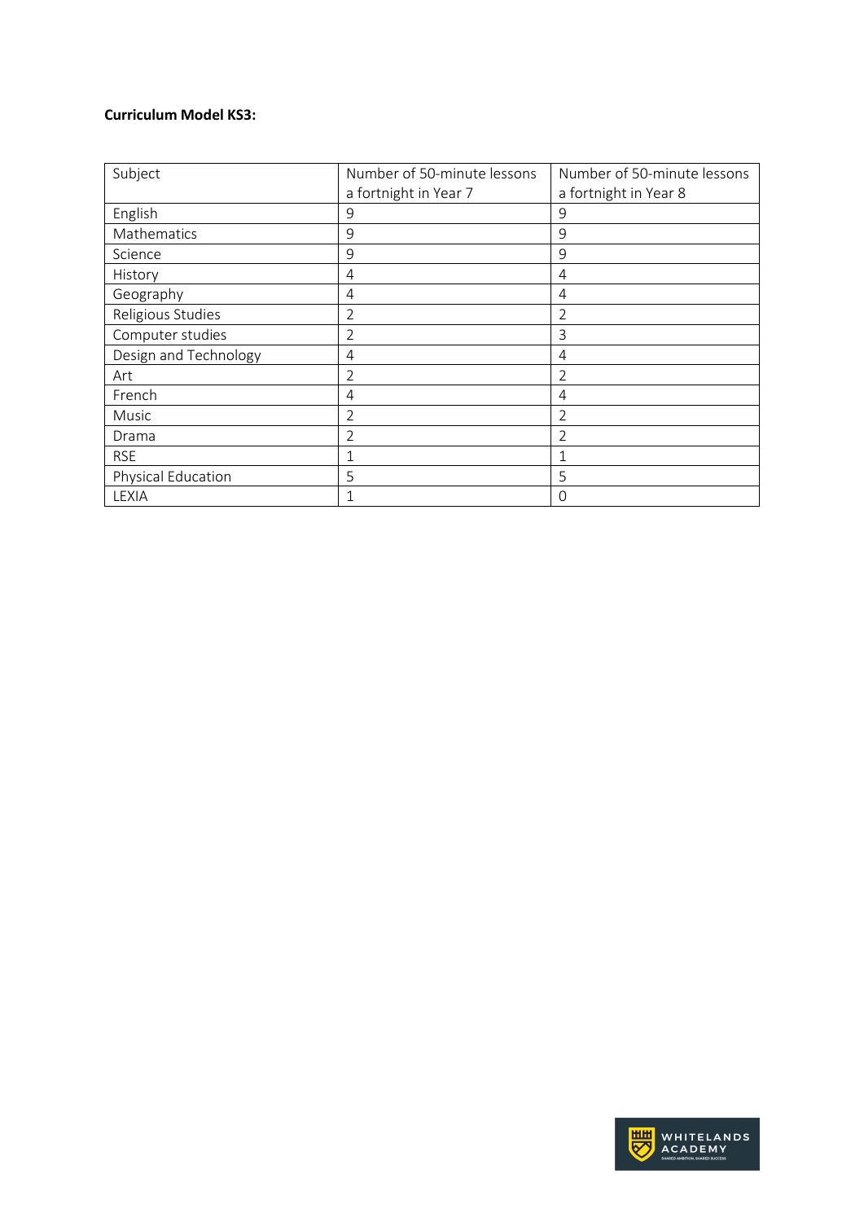**Curriculum Model KS3:**

| Subject | Number of 50-minute lessons a fortnight in Year 7 | Number of 50-minute lessons a fortnight in Year 8 |
| --- | --- | --- |
| English | 9 | 9 |
| Mathematics | 9 | 9 |
| Science | 9 | 9 |
| History | 4 | 4 |
| Geography | 4 | 4 |
| Religious Studies | 2 | 2 |
| Computer studies | 2 | 3 |
| Design and Technology | 4 | 4 |
| Art | 2 | 2 |
| French | 4 | 4 |
| Music | 2 | 2 |
| Drama | 2 | 2 |
| RSE | 1 | 1 |
| Physical Education | 5 | 5 |
| LEXIA | 1 | 0 |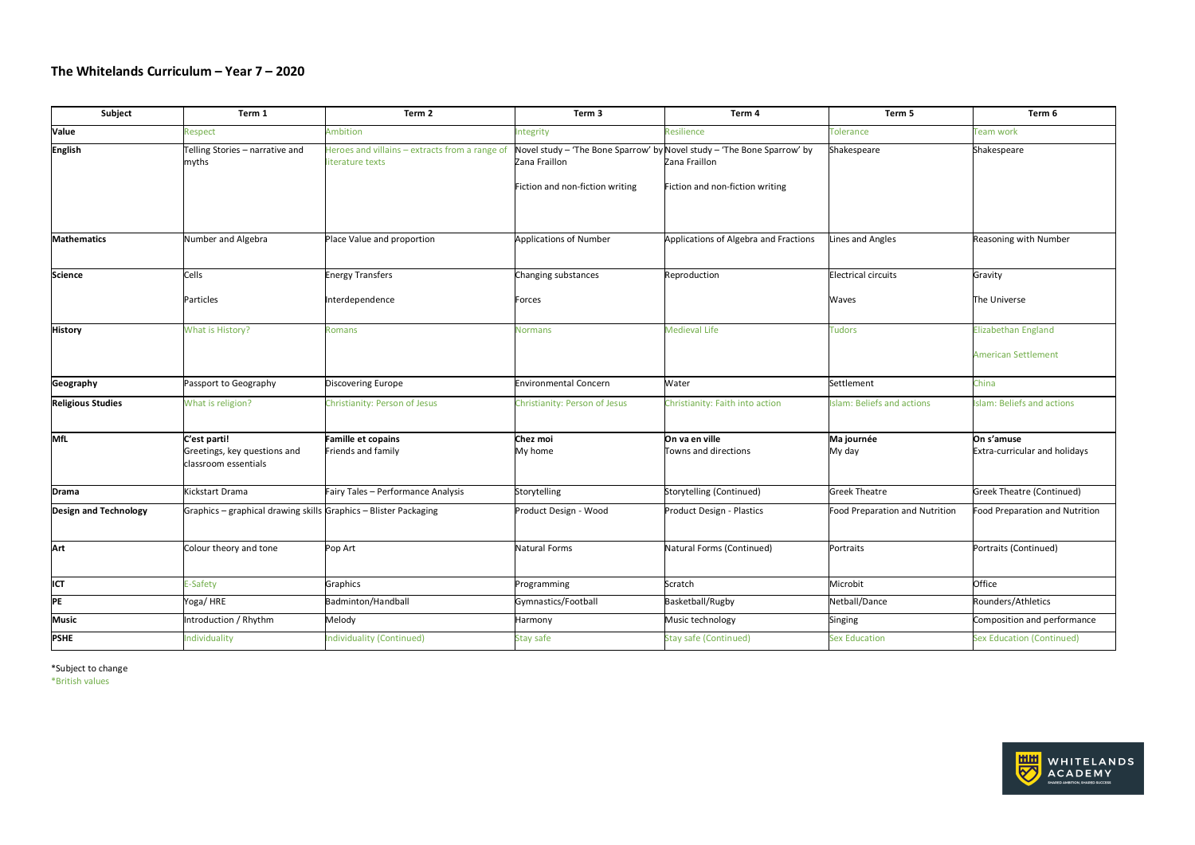## The Whitelands Curriculum – Year 7 – 2020

| Subject | Term 1 | Term 2 | Term 3 | Term 4 | Term 5 | Term 6 |
|---|---|---|---|---|---|---|
| **Value** | Respect | Ambition | Integrity | Resilience | Tolerance | Team work |
| **English** | Telling Stories – narrative and myths | Heroes and villains – extracts from a range of literature texts | Novel study – 'The Bone Sparrow' by Zana Fraillon<br><br>Fiction and non-fiction writing | Novel study – 'The Bone Sparrow' by Zana Fraillon<br><br>Fiction and non-fiction writing | Shakespeare | Shakespeare |
| **Mathematics** | Number and Algebra | Place Value and proportion | Applications of Number | Applications of Algebra and Fractions | Lines and Angles | Reasoning with Number |
| **Science** | Cells<br><br>Particles | Energy Transfers<br><br>Interdependence | Changing substances<br><br>Forces | Reproduction | Electrical circuits<br><br>Waves | Gravity<br><br>The Universe |
| **History** | What is History? | Romans | Normans | Medieval Life | Tudors | Elizabethan England<br><br>American Settlement |
| **Geography** | Passport to Geography | Discovering Europe | Environmental Concern | Water | Settlement | China |
| **Religious Studies** | What is religion? | Christianity: Person of Jesus | Christianity: Person of Jesus | Christianity: Faith into action | Islam: Beliefs and actions | Islam: Beliefs and actions |
| **MfL** | **C'est parti!**<br>Greetings, key questions and classroom essentials | **Famille et copains**<br>Friends and family | **Chez moi**<br>My home | **On va en ville**<br>Towns and directions | **Ma journée**<br>My day | **On s'amuse**<br>Extra-curricular and holidays |
| **Drama** | Kickstart Drama | Fairy Tales – Performance Analysis | Storytelling | Storytelling (Continued) | Greek Theatre | Greek Theatre (Continued) |
| **Design and Technology** | Graphics – graphical drawing skills | Graphics – Blister Packaging | Product Design - Wood | Product Design - Plastics | Food Preparation and Nutrition | Food Preparation and Nutrition |
| **Art** | Colour theory and tone | Pop Art | Natural Forms | Natural Forms (Continued) | Portraits | Portraits (Continued) |
| **ICT** | E-Safety | Graphics | Programming | Scratch | Microbit | Office |
| **PE** | Yoga/ HRE | Badminton/Handball | Gymnastics/Football | Basketball/Rugby | Netball/Dance | Rounders/Athletics |
| **Music** | Introduction / Rhythm | Melody | Harmony | Music technology | Singing | Composition and performance |
| **PSHE** | Individuality | Individuality (Continued) | Stay safe | Stay safe (Continued) | Sex Education | Sex Education (Continued) |

*Subject to change
*British values